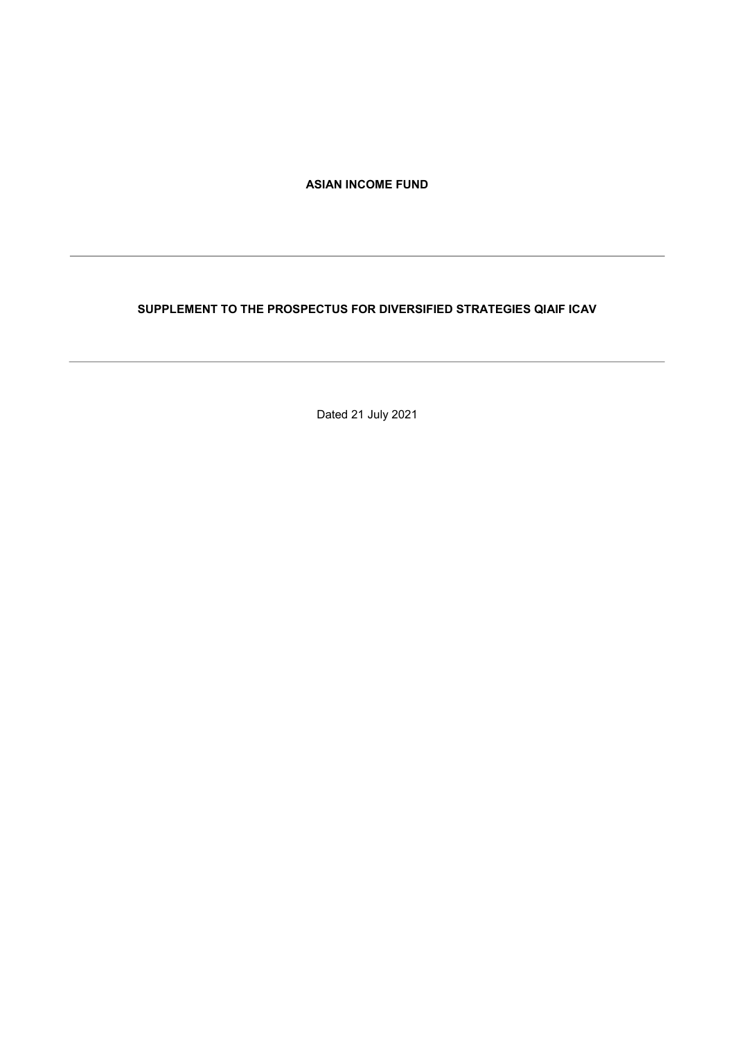**ASIAN INCOME FUND**

---

**SUPPLEMENT TO THE PROSPECTUS FOR DIVERSIFIED STRATEGIES QIAIF ICAV**

---

Dated 21 July 2021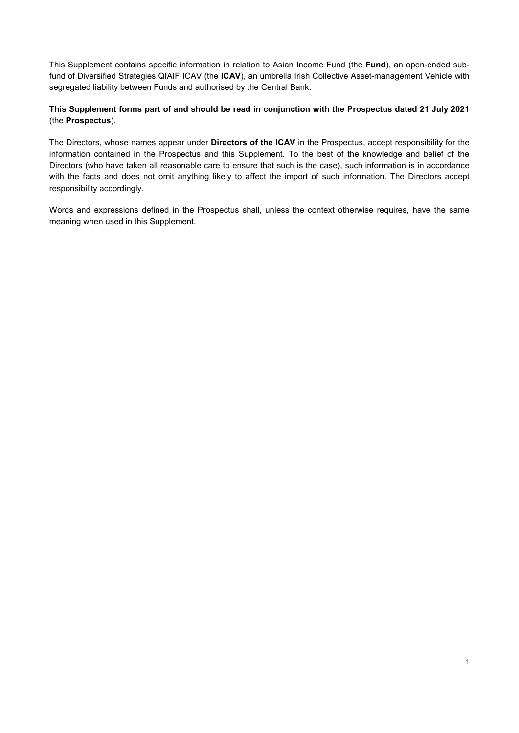This Supplement contains specific information in relation to Asian Income Fund (the **Fund**), an open-ended sub-fund of Diversified Strategies QIAIF ICAV (the **ICAV**), an umbrella Irish Collective Asset-management Vehicle with segregated liability between Funds and authorised by the Central Bank.

**This Supplement forms part of and should be read in conjunction with the Prospectus dated 21 July 2021** (the **Prospectus**).

The Directors, whose names appear under **Directors of the ICAV** in the Prospectus, accept responsibility for the information contained in the Prospectus and this Supplement. To the best of the knowledge and belief of the Directors (who have taken all reasonable care to ensure that such is the case), such information is in accordance with the facts and does not omit anything likely to affect the import of such information. The Directors accept responsibility accordingly.

Words and expressions defined in the Prospectus shall, unless the context otherwise requires, have the same meaning when used in this Supplement.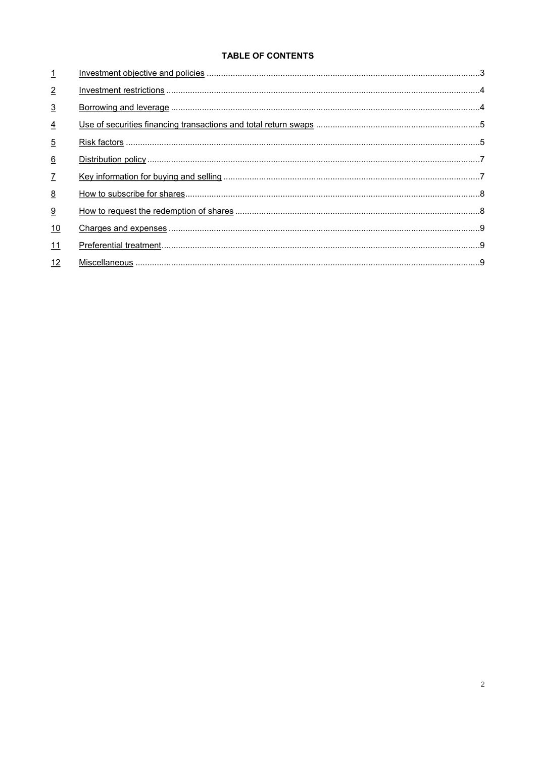**TABLE OF CONTENTS**

| | | |
|---|---|---|
| 1 | Investment objective and policies | 3 |
| 2 | Investment restrictions | 4 |
| 3 | Borrowing and leverage | 4 |
| 4 | Use of securities financing transactions and total return swaps | 5 |
| 5 | Risk factors | 5 |
| 6 | Distribution policy | 7 |
| 7 | Key information for buying and selling | 7 |
| 8 | How to subscribe for shares | 8 |
| 9 | How to request the redemption of shares | 8 |
| 10 | Charges and expenses | 9 |
| 11 | Preferential treatment | 9 |
| 12 | Miscellaneous | 9 |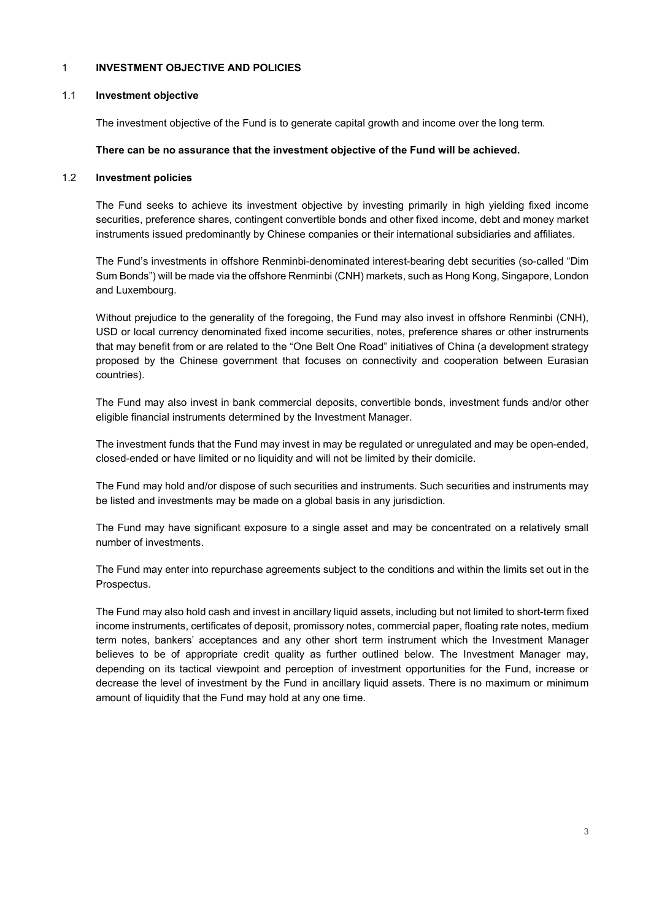# 1 INVESTMENT OBJECTIVE AND POLICIES

## 1.1 Investment objective

The investment objective of the Fund is to generate capital growth and income over the long term.

**There can be no assurance that the investment objective of the Fund will be achieved.**

## 1.2 Investment policies

The Fund seeks to achieve its investment objective by investing primarily in high yielding fixed income securities, preference shares, contingent convertible bonds and other fixed income, debt and money market instruments issued predominantly by Chinese companies or their international subsidiaries and affiliates.

The Fund's investments in offshore Renminbi-denominated interest-bearing debt securities (so-called "Dim Sum Bonds") will be made via the offshore Renminbi (CNH) markets, such as Hong Kong, Singapore, London and Luxembourg.

Without prejudice to the generality of the foregoing, the Fund may also invest in offshore Renminbi (CNH), USD or local currency denominated fixed income securities, notes, preference shares or other instruments that may benefit from or are related to the "One Belt One Road" initiatives of China (a development strategy proposed by the Chinese government that focuses on connectivity and cooperation between Eurasian countries).

The Fund may also invest in bank commercial deposits, convertible bonds, investment funds and/or other eligible financial instruments determined by the Investment Manager.

The investment funds that the Fund may invest in may be regulated or unregulated and may be open-ended, closed-ended or have limited or no liquidity and will not be limited by their domicile.

The Fund may hold and/or dispose of such securities and instruments. Such securities and instruments may be listed and investments may be made on a global basis in any jurisdiction.

The Fund may have significant exposure to a single asset and may be concentrated on a relatively small number of investments.

The Fund may enter into repurchase agreements subject to the conditions and within the limits set out in the Prospectus.

The Fund may also hold cash and invest in ancillary liquid assets, including but not limited to short-term fixed income instruments, certificates of deposit, promissory notes, commercial paper, floating rate notes, medium term notes, bankers' acceptances and any other short term instrument which the Investment Manager believes to be of appropriate credit quality as further outlined below. The Investment Manager may, depending on its tactical viewpoint and perception of investment opportunities for the Fund, increase or decrease the level of investment by the Fund in ancillary liquid assets. There is no maximum or minimum amount of liquidity that the Fund may hold at any one time.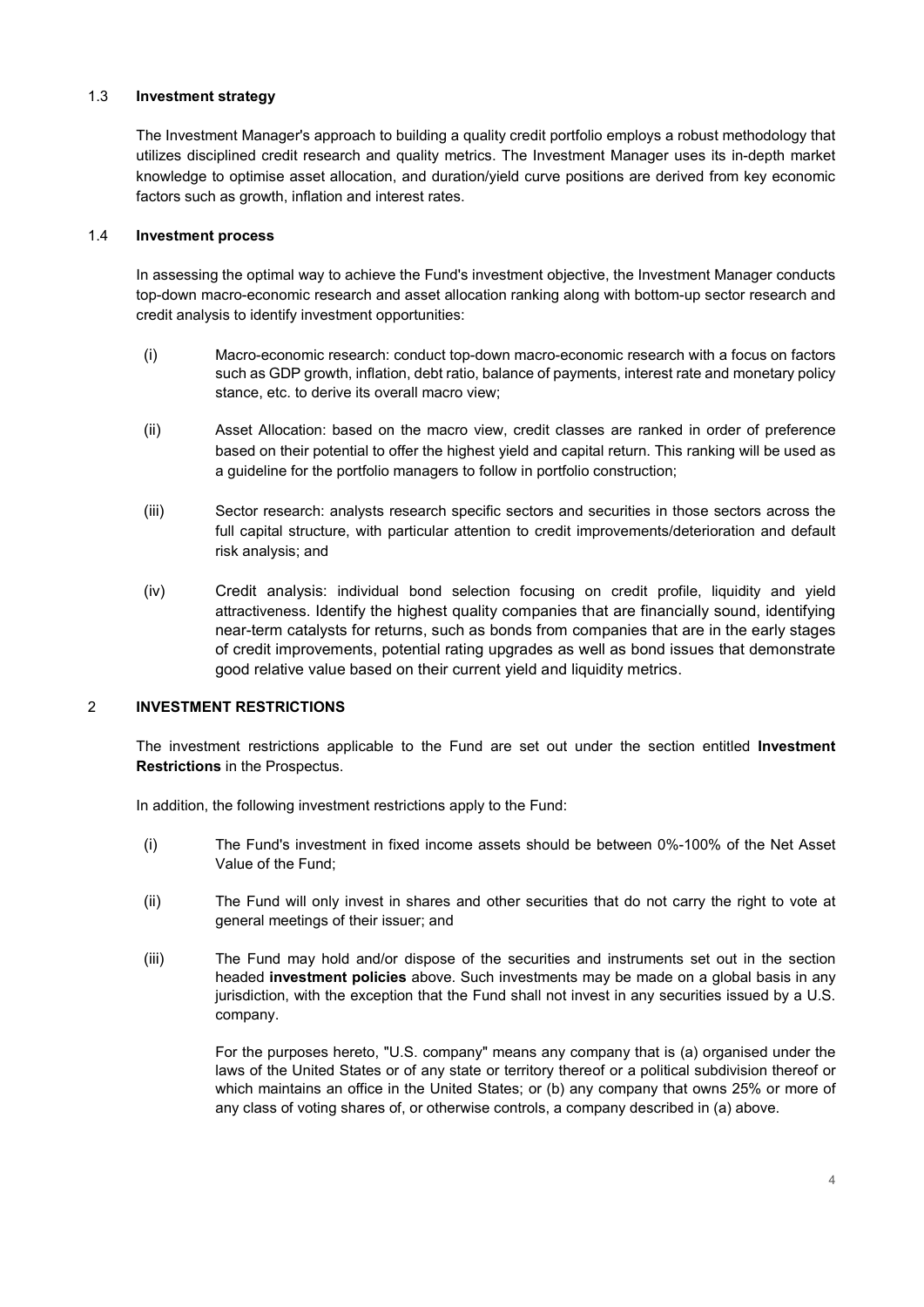### 1.3 Investment strategy

The Investment Manager's approach to building a quality credit portfolio employs a robust methodology that utilizes disciplined credit research and quality metrics. The Investment Manager uses its in-depth market knowledge to optimise asset allocation, and duration/yield curve positions are derived from key economic factors such as growth, inflation and interest rates.

### 1.4 Investment process

In assessing the optimal way to achieve the Fund's investment objective, the Investment Manager conducts top-down macro-economic research and asset allocation ranking along with bottom-up sector research and credit analysis to identify investment opportunities:

(i) Macro-economic research: conduct top-down macro-economic research with a focus on factors such as GDP growth, inflation, debt ratio, balance of payments, interest rate and monetary policy stance, etc. to derive its overall macro view;

(ii) Asset Allocation: based on the macro view, credit classes are ranked in order of preference based on their potential to offer the highest yield and capital return. This ranking will be used as a guideline for the portfolio managers to follow in portfolio construction;

(iii) Sector research: analysts research specific sectors and securities in those sectors across the full capital structure, with particular attention to credit improvements/deterioration and default risk analysis; and

(iv) Credit analysis: individual bond selection focusing on credit profile, liquidity and yield attractiveness. Identify the highest quality companies that are financially sound, identifying near-term catalysts for returns, such as bonds from companies that are in the early stages of credit improvements, potential rating upgrades as well as bond issues that demonstrate good relative value based on their current yield and liquidity metrics.

## 2 INVESTMENT RESTRICTIONS

The investment restrictions applicable to the Fund are set out under the section entitled **Investment Restrictions** in the Prospectus.

In addition, the following investment restrictions apply to the Fund:

(i) The Fund's investment in fixed income assets should be between 0%-100% of the Net Asset Value of the Fund;

(ii) The Fund will only invest in shares and other securities that do not carry the right to vote at general meetings of their issuer; and

(iii) The Fund may hold and/or dispose of the securities and instruments set out in the section headed **investment policies** above. Such investments may be made on a global basis in any jurisdiction, with the exception that the Fund shall not invest in any securities issued by a U.S. company.

For the purposes hereto, "U.S. company" means any company that is (a) organised under the laws of the United States or of any state or territory thereof or a political subdivision thereof or which maintains an office in the United States; or (b) any company that owns 25% or more of any class of voting shares of, or otherwise controls, a company described in (a) above.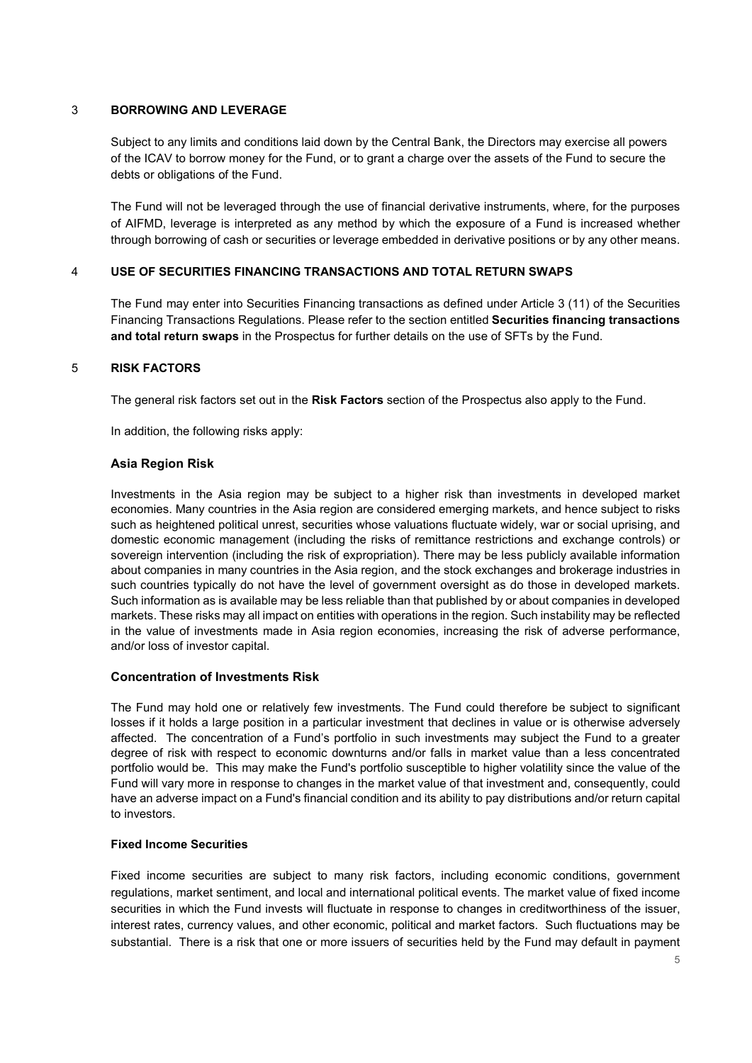## 3 BORROWING AND LEVERAGE

Subject to any limits and conditions laid down by the Central Bank, the Directors may exercise all powers of the ICAV to borrow money for the Fund, or to grant a charge over the assets of the Fund to secure the debts or obligations of the Fund.

The Fund will not be leveraged through the use of financial derivative instruments, where, for the purposes of AIFMD, leverage is interpreted as any method by which the exposure of a Fund is increased whether through borrowing of cash or securities or leverage embedded in derivative positions or by any other means.

## 4 USE OF SECURITIES FINANCING TRANSACTIONS AND TOTAL RETURN SWAPS

The Fund may enter into Securities Financing transactions as defined under Article 3 (11) of the Securities Financing Transactions Regulations. Please refer to the section entitled **Securities financing transactions and total return swaps** in the Prospectus for further details on the use of SFTs by the Fund.

## 5 RISK FACTORS

The general risk factors set out in the **Risk Factors** section of the Prospectus also apply to the Fund.

In addition, the following risks apply:

### Asia Region Risk

Investments in the Asia region may be subject to a higher risk than investments in developed market economies. Many countries in the Asia region are considered emerging markets, and hence subject to risks such as heightened political unrest, securities whose valuations fluctuate widely, war or social uprising, and domestic economic management (including the risks of remittance restrictions and exchange controls) or sovereign intervention (including the risk of expropriation). There may be less publicly available information about companies in many countries in the Asia region, and the stock exchanges and brokerage industries in such countries typically do not have the level of government oversight as do those in developed markets. Such information as is available may be less reliable than that published by or about companies in developed markets. These risks may all impact on entities with operations in the region. Such instability may be reflected in the value of investments made in Asia region economies, increasing the risk of adverse performance, and/or loss of investor capital.

### Concentration of Investments Risk

The Fund may hold one or relatively few investments. The Fund could therefore be subject to significant losses if it holds a large position in a particular investment that declines in value or is otherwise adversely affected. The concentration of a Fund's portfolio in such investments may subject the Fund to a greater degree of risk with respect to economic downturns and/or falls in market value than a less concentrated portfolio would be. This may make the Fund's portfolio susceptible to higher volatility since the value of the Fund will vary more in response to changes in the market value of that investment and, consequently, could have an adverse impact on a Fund's financial condition and its ability to pay distributions and/or return capital to investors.

#### Fixed Income Securities

Fixed income securities are subject to many risk factors, including economic conditions, government regulations, market sentiment, and local and international political events. The market value of fixed income securities in which the Fund invests will fluctuate in response to changes in creditworthiness of the issuer, interest rates, currency values, and other economic, political and market factors. Such fluctuations may be substantial. There is a risk that one or more issuers of securities held by the Fund may default in payment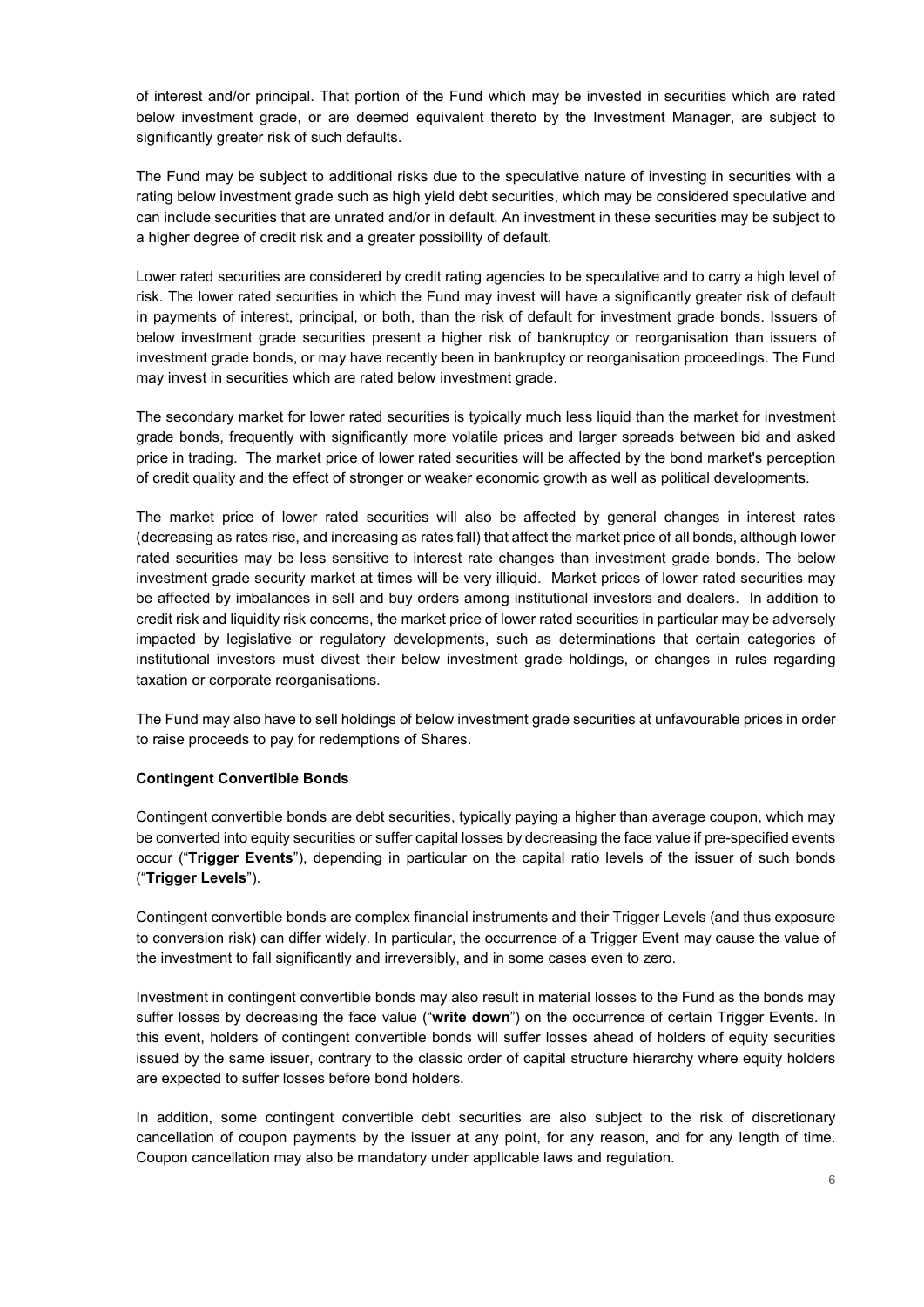of interest and/or principal. That portion of the Fund which may be invested in securities which are rated below investment grade, or are deemed equivalent thereto by the Investment Manager, are subject to significantly greater risk of such defaults.

The Fund may be subject to additional risks due to the speculative nature of investing in securities with a rating below investment grade such as high yield debt securities, which may be considered speculative and can include securities that are unrated and/or in default. An investment in these securities may be subject to a higher degree of credit risk and a greater possibility of default.

Lower rated securities are considered by credit rating agencies to be speculative and to carry a high level of risk. The lower rated securities in which the Fund may invest will have a significantly greater risk of default in payments of interest, principal, or both, than the risk of default for investment grade bonds. Issuers of below investment grade securities present a higher risk of bankruptcy or reorganisation than issuers of investment grade bonds, or may have recently been in bankruptcy or reorganisation proceedings. The Fund may invest in securities which are rated below investment grade.

The secondary market for lower rated securities is typically much less liquid than the market for investment grade bonds, frequently with significantly more volatile prices and larger spreads between bid and asked price in trading. The market price of lower rated securities will be affected by the bond market's perception of credit quality and the effect of stronger or weaker economic growth as well as political developments.

The market price of lower rated securities will also be affected by general changes in interest rates (decreasing as rates rise, and increasing as rates fall) that affect the market price of all bonds, although lower rated securities may be less sensitive to interest rate changes than investment grade bonds. The below investment grade security market at times will be very illiquid. Market prices of lower rated securities may be affected by imbalances in sell and buy orders among institutional investors and dealers. In addition to credit risk and liquidity risk concerns, the market price of lower rated securities in particular may be adversely impacted by legislative or regulatory developments, such as determinations that certain categories of institutional investors must divest their below investment grade holdings, or changes in rules regarding taxation or corporate reorganisations.

The Fund may also have to sell holdings of below investment grade securities at unfavourable prices in order to raise proceeds to pay for redemptions of Shares.

**Contingent Convertible Bonds**

Contingent convertible bonds are debt securities, typically paying a higher than average coupon, which may be converted into equity securities or suffer capital losses by decreasing the face value if pre-specified events occur ("**Trigger Events**"), depending in particular on the capital ratio levels of the issuer of such bonds ("**Trigger Levels**").

Contingent convertible bonds are complex financial instruments and their Trigger Levels (and thus exposure to conversion risk) can differ widely. In particular, the occurrence of a Trigger Event may cause the value of the investment to fall significantly and irreversibly, and in some cases even to zero.

Investment in contingent convertible bonds may also result in material losses to the Fund as the bonds may suffer losses by decreasing the face value ("**write down**") on the occurrence of certain Trigger Events. In this event, holders of contingent convertible bonds will suffer losses ahead of holders of equity securities issued by the same issuer, contrary to the classic order of capital structure hierarchy where equity holders are expected to suffer losses before bond holders.

In addition, some contingent convertible debt securities are also subject to the risk of discretionary cancellation of coupon payments by the issuer at any point, for any reason, and for any length of time. Coupon cancellation may also be mandatory under applicable laws and regulation.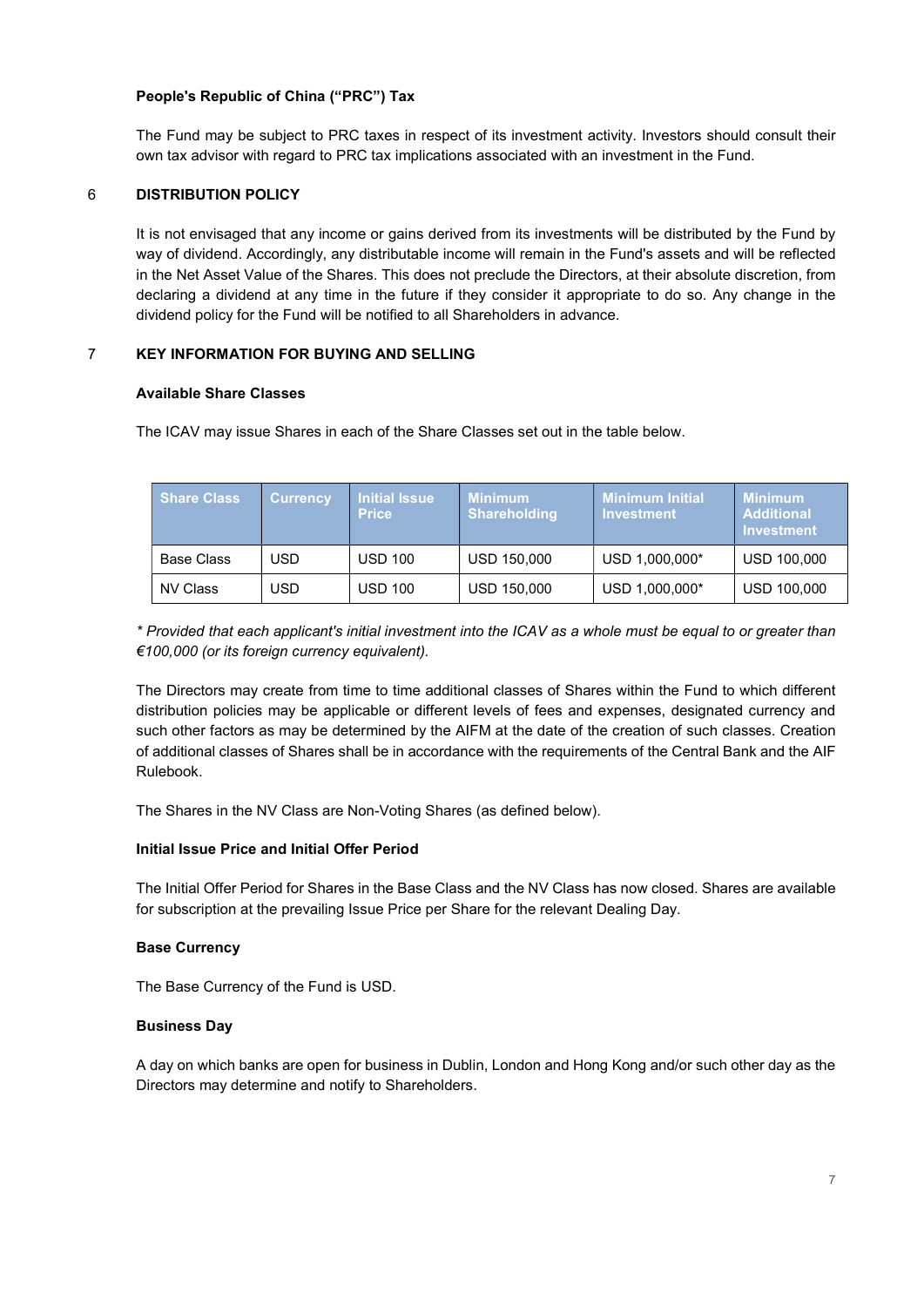**People's Republic of China ("PRC") Tax**

The Fund may be subject to PRC taxes in respect of its investment activity. Investors should consult their own tax advisor with regard to PRC tax implications associated with an investment in the Fund.

## 6 DISTRIBUTION POLICY

It is not envisaged that any income or gains derived from its investments will be distributed by the Fund by way of dividend. Accordingly, any distributable income will remain in the Fund's assets and will be reflected in the Net Asset Value of the Shares. This does not preclude the Directors, at their absolute discretion, from declaring a dividend at any time in the future if they consider it appropriate to do so. Any change in the dividend policy for the Fund will be notified to all Shareholders in advance.

## 7 KEY INFORMATION FOR BUYING AND SELLING

**Available Share Classes**

The ICAV may issue Shares in each of the Share Classes set out in the table below.

| Share Class | Currency | Initial Issue Price | Minimum Shareholding | Minimum Initial Investment | Minimum Additional Investment |
|---|---|---|---|---|---|
| Base Class | USD | USD 100 | USD 150,000 | USD 1,000,000* | USD 100,000 |
| NV Class | USD | USD 100 | USD 150,000 | USD 1,000,000* | USD 100,000 |

*\* Provided that each applicant's initial investment into the ICAV as a whole must be equal to or greater than €100,000 (or its foreign currency equivalent).*

The Directors may create from time to time additional classes of Shares within the Fund to which different distribution policies may be applicable or different levels of fees and expenses, designated currency and such other factors as may be determined by the AIFM at the date of the creation of such classes. Creation of additional classes of Shares shall be in accordance with the requirements of the Central Bank and the AIF Rulebook.

The Shares in the NV Class are Non-Voting Shares (as defined below).

**Initial Issue Price and Initial Offer Period**

The Initial Offer Period for Shares in the Base Class and the NV Class has now closed. Shares are available for subscription at the prevailing Issue Price per Share for the relevant Dealing Day.

**Base Currency**

The Base Currency of the Fund is USD.

**Business Day**

A day on which banks are open for business in Dublin, London and Hong Kong and/or such other day as the Directors may determine and notify to Shareholders.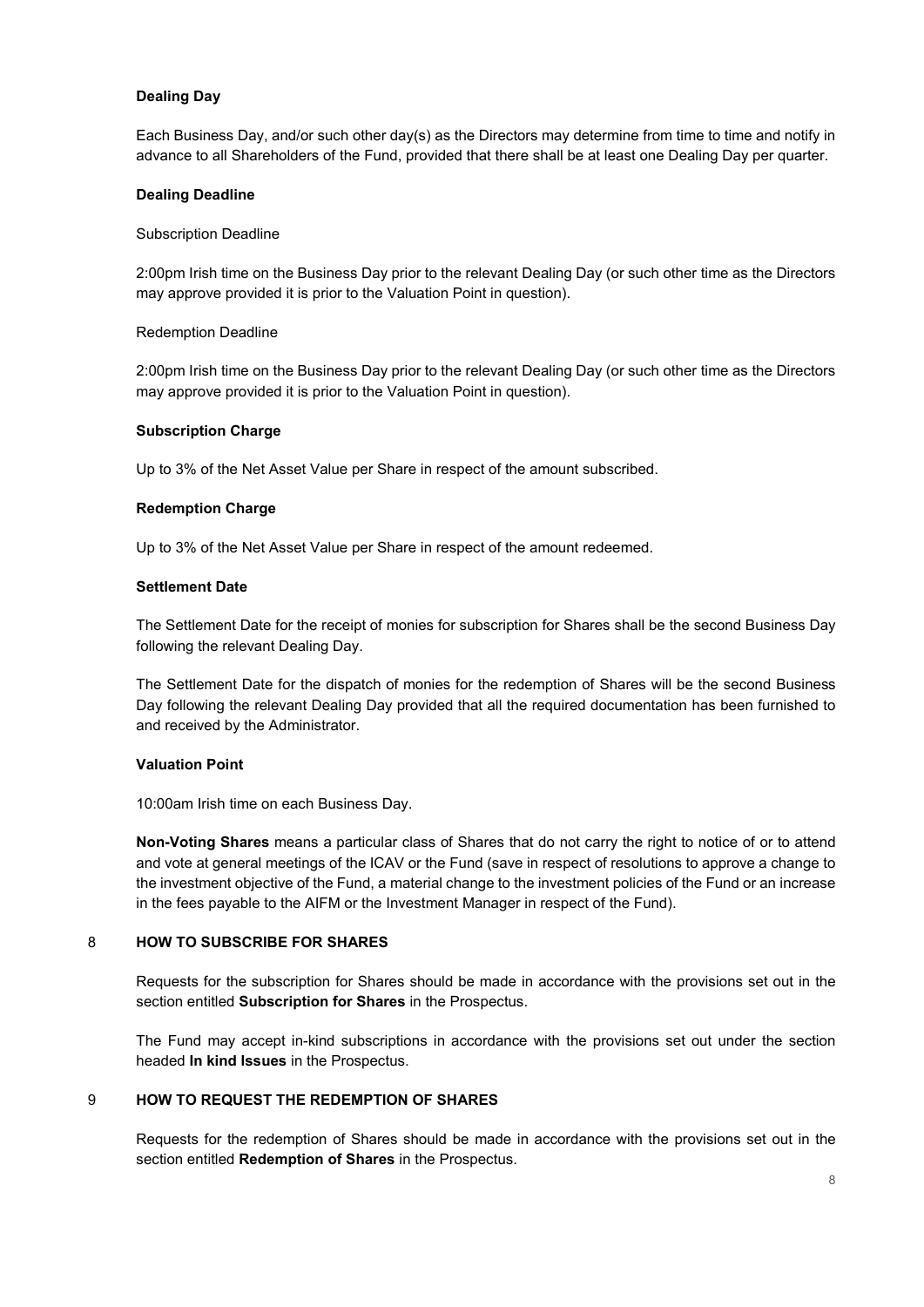**Dealing Day**

Each Business Day, and/or such other day(s) as the Directors may determine from time to time and notify in advance to all Shareholders of the Fund, provided that there shall be at least one Dealing Day per quarter.

**Dealing Deadline**

Subscription Deadline

2:00pm Irish time on the Business Day prior to the relevant Dealing Day (or such other time as the Directors may approve provided it is prior to the Valuation Point in question).

Redemption Deadline

2:00pm Irish time on the Business Day prior to the relevant Dealing Day (or such other time as the Directors may approve provided it is prior to the Valuation Point in question).

**Subscription Charge**

Up to 3% of the Net Asset Value per Share in respect of the amount subscribed.

**Redemption Charge**

Up to 3% of the Net Asset Value per Share in respect of the amount redeemed.

**Settlement Date**

The Settlement Date for the receipt of monies for subscription for Shares shall be the second Business Day following the relevant Dealing Day.

The Settlement Date for the dispatch of monies for the redemption of Shares will be the second Business Day following the relevant Dealing Day provided that all the required documentation has been furnished to and received by the Administrator.

**Valuation Point**

10:00am Irish time on each Business Day.

**Non-Voting Shares** means a particular class of Shares that do not carry the right to notice of or to attend and vote at general meetings of the ICAV or the Fund (save in respect of resolutions to approve a change to the investment objective of the Fund, a material change to the investment policies of the Fund or an increase in the fees payable to the AIFM or the Investment Manager in respect of the Fund).

## 8 HOW TO SUBSCRIBE FOR SHARES

Requests for the subscription for Shares should be made in accordance with the provisions set out in the section entitled **Subscription for Shares** in the Prospectus.

The Fund may accept in-kind subscriptions in accordance with the provisions set out under the section headed **In kind Issues** in the Prospectus.

## 9 HOW TO REQUEST THE REDEMPTION OF SHARES

Requests for the redemption of Shares should be made in accordance with the provisions set out in the section entitled **Redemption of Shares** in the Prospectus.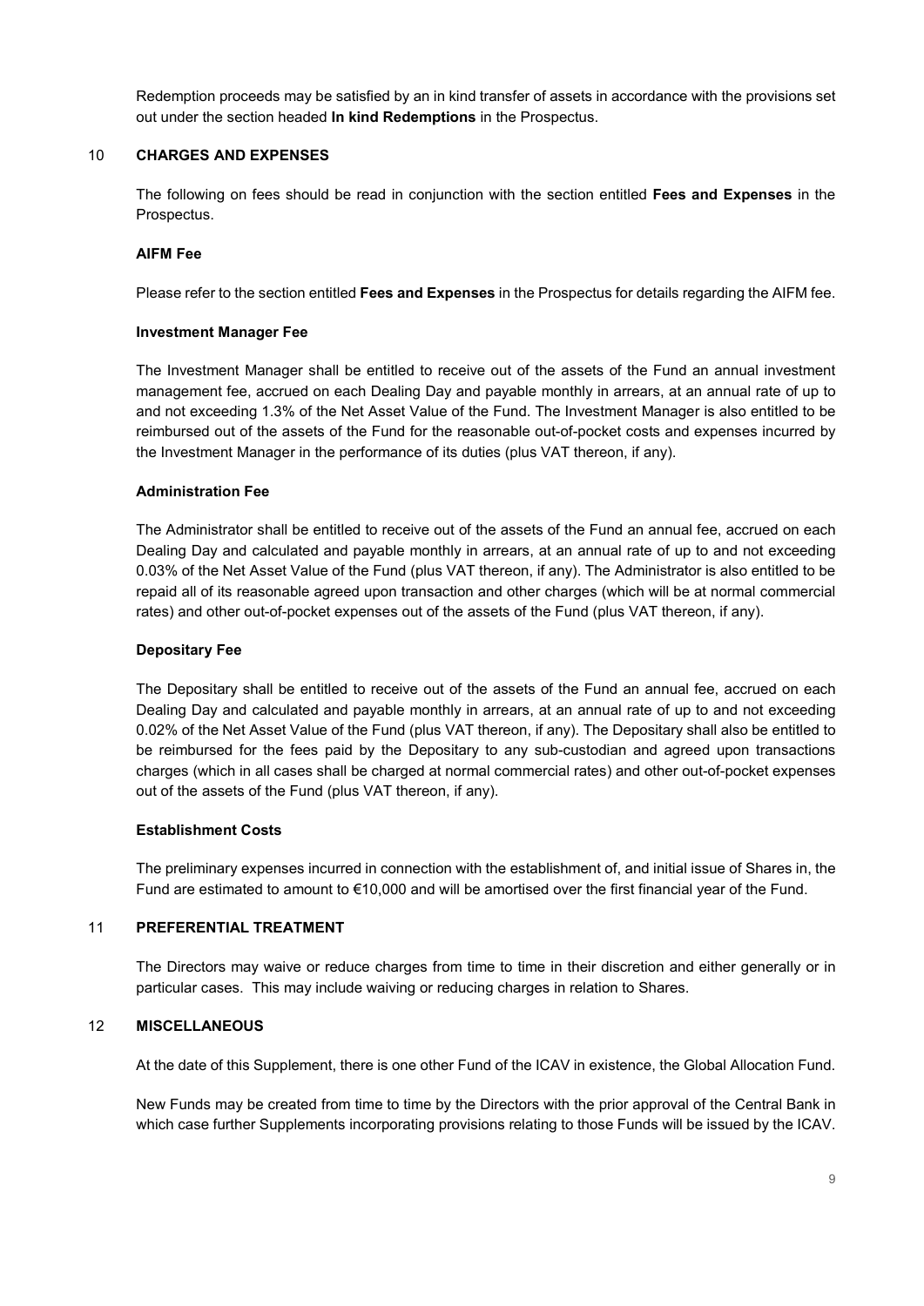Redemption proceeds may be satisfied by an in kind transfer of assets in accordance with the provisions set out under the section headed **In kind Redemptions** in the Prospectus.

## 10 CHARGES AND EXPENSES

The following on fees should be read in conjunction with the section entitled **Fees and Expenses** in the Prospectus.

### AIFM Fee

Please refer to the section entitled **Fees and Expenses** in the Prospectus for details regarding the AIFM fee.

### Investment Manager Fee

The Investment Manager shall be entitled to receive out of the assets of the Fund an annual investment management fee, accrued on each Dealing Day and payable monthly in arrears, at an annual rate of up to and not exceeding 1.3% of the Net Asset Value of the Fund. The Investment Manager is also entitled to be reimbursed out of the assets of the Fund for the reasonable out-of-pocket costs and expenses incurred by the Investment Manager in the performance of its duties (plus VAT thereon, if any).

### Administration Fee

The Administrator shall be entitled to receive out of the assets of the Fund an annual fee, accrued on each Dealing Day and calculated and payable monthly in arrears, at an annual rate of up to and not exceeding 0.03% of the Net Asset Value of the Fund (plus VAT thereon, if any). The Administrator is also entitled to be repaid all of its reasonable agreed upon transaction and other charges (which will be at normal commercial rates) and other out-of-pocket expenses out of the assets of the Fund (plus VAT thereon, if any).

### Depositary Fee

The Depositary shall be entitled to receive out of the assets of the Fund an annual fee, accrued on each Dealing Day and calculated and payable monthly in arrears, at an annual rate of up to and not exceeding 0.02% of the Net Asset Value of the Fund (plus VAT thereon, if any). The Depositary shall also be entitled to be reimbursed for the fees paid by the Depositary to any sub-custodian and agreed upon transactions charges (which in all cases shall be charged at normal commercial rates) and other out-of-pocket expenses out of the assets of the Fund (plus VAT thereon, if any).

### Establishment Costs

The preliminary expenses incurred in connection with the establishment of, and initial issue of Shares in, the Fund are estimated to amount to €10,000 and will be amortised over the first financial year of the Fund.

## 11 PREFERENTIAL TREATMENT

The Directors may waive or reduce charges from time to time in their discretion and either generally or in particular cases. This may include waiving or reducing charges in relation to Shares.

## 12 MISCELLANEOUS

At the date of this Supplement, there is one other Fund of the ICAV in existence, the Global Allocation Fund.

New Funds may be created from time to time by the Directors with the prior approval of the Central Bank in which case further Supplements incorporating provisions relating to those Funds will be issued by the ICAV.